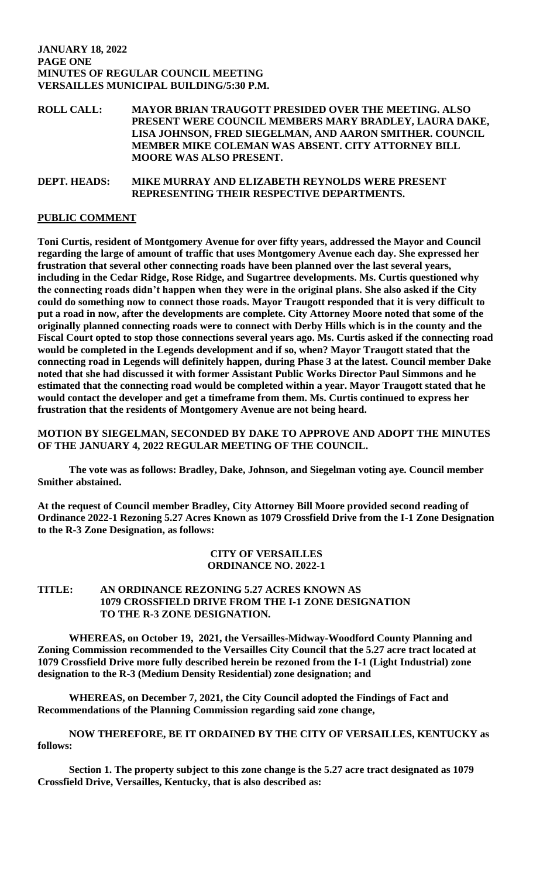**JANUARY 18, 2022**
**PAGE ONE**
**MINUTES OF REGULAR COUNCIL MEETING**
**VERSAILLES MUNICIPAL BUILDING/5:30 P.M.**

**ROLL CALL:** **MAYOR BRIAN TRAUGOTT PRESIDED OVER THE MEETING. ALSO PRESENT WERE COUNCIL MEMBERS MARY BRADLEY, LAURA DAKE, LISA JOHNSON, FRED SIEGELMAN, AND AARON SMITHER. COUNCIL MEMBER MIKE COLEMAN WAS ABSENT. CITY ATTORNEY BILL MOORE WAS ALSO PRESENT.**

**DEPT. HEADS:** **MIKE MURRAY AND ELIZABETH REYNOLDS WERE PRESENT REPRESENTING THEIR RESPECTIVE DEPARTMENTS.**

**PUBLIC COMMENT**

**Toni Curtis, resident of Montgomery Avenue for over fifty years, addressed the Mayor and Council regarding the large of amount of traffic that uses Montgomery Avenue each day. She expressed her frustration that several other connecting roads have been planned over the last several years, including in the Cedar Ridge, Rose Ridge, and Sugartree developments. Ms. Curtis questioned why the connecting roads didn't happen when they were in the original plans. She also asked if the City could do something now to connect those roads. Mayor Traugott responded that it is very difficult to put a road in now, after the developments are complete. City Attorney Moore noted that some of the originally planned connecting roads were to connect with Derby Hills which is in the county and the Fiscal Court opted to stop those connections several years ago. Ms. Curtis asked if the connecting road would be completed in the Legends development and if so, when? Mayor Traugott stated that the connecting road in Legends will definitely happen, during Phase 3 at the latest. Council member Dake noted that she had discussed it with former Assistant Public Works Director Paul Simmons and he estimated that the connecting road would be completed within a year. Mayor Traugott stated that he would contact the developer and get a timeframe from them. Ms. Curtis continued to express her frustration that the residents of Montgomery Avenue are not being heard.**

**MOTION BY SIEGELMAN, SECONDED BY DAKE TO APPROVE AND ADOPT THE MINUTES OF THE JANUARY 4, 2022 REGULAR MEETING OF THE COUNCIL.**

**The vote was as follows: Bradley, Dake, Johnson, and Siegelman voting aye. Council member Smither abstained.**

**At the request of Council member Bradley, City Attorney Bill Moore provided second reading of Ordinance 2022-1 Rezoning 5.27 Acres Known as 1079 Crossfield Drive from the I-1 Zone Designation to the R-3 Zone Designation, as follows:**

**CITY OF VERSAILLES**
**ORDINANCE NO. 2022-1**

**TITLE:** **AN ORDINANCE REZONING 5.27 ACRES KNOWN AS 1079 CROSSFIELD DRIVE FROM THE I-1 ZONE DESIGNATION TO THE R-3 ZONE DESIGNATION.**

**WHEREAS, on October 19, 2021, the Versailles-Midway-Woodford County Planning and Zoning Commission recommended to the Versailles City Council that the 5.27 acre tract located at 1079 Crossfield Drive more fully described herein be rezoned from the I-1 (Light Industrial) zone designation to the R-3 (Medium Density Residential) zone designation; and**

**WHEREAS, on December 7, 2021, the City Council adopted the Findings of Fact and Recommendations of the Planning Commission regarding said zone change,**

**NOW THEREFORE, BE IT ORDAINED BY THE CITY OF VERSAILLES, KENTUCKY as follows:**

**Section 1. The property subject to this zone change is the 5.27 acre tract designated as 1079 Crossfield Drive, Versailles, Kentucky, that is also described as:**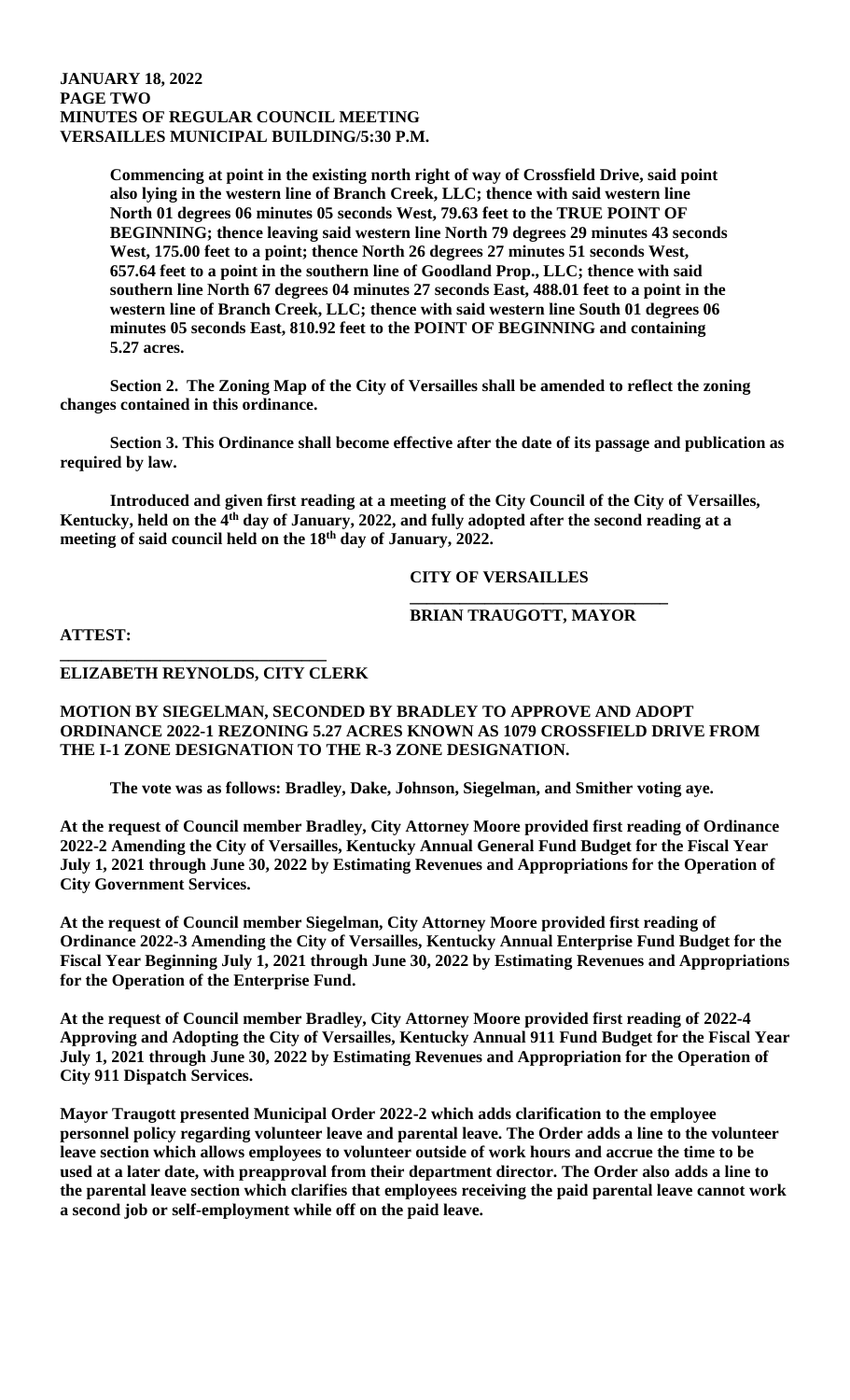**Commencing at point in the existing north right of way of Crossfield Drive, said point also lying in the western line of Branch Creek, LLC; thence with said western line North 01 degrees 06 minutes 05 seconds West, 79.63 feet to the TRUE POINT OF BEGINNING; thence leaving said western line North 79 degrees 29 minutes 43 seconds West, 175.00 feet to a point; thence North 26 degrees 27 minutes 51 seconds West, 657.64 feet to a point in the southern line of Goodland Prop., LLC; thence with said southern line North 67 degrees 04 minutes 27 seconds East, 488.01 feet to a point in the western line of Branch Creek, LLC; thence with said western line South 01 degrees 06 minutes 05 seconds East, 810.92 feet to the POINT OF BEGINNING and containing 5.27 acres.**

**Section 2. The Zoning Map of the City of Versailles shall be amended to reflect the zoning changes contained in this ordinance.**

**Section 3. This Ordinance shall become effective after the date of its passage and publication as required by law.**

**Introduced and given first reading at a meeting of the City Council of the City of Versailles, Kentucky, held on the 4th day of January, 2022, and fully adopted after the second reading at a meeting of said council held on the 18th day of January, 2022.**

**CITY OF VERSAILLES**

**_______________________________**
**BRIAN TRAUGOTT, MAYOR**

**ATTEST:**

**_______________________________**
**ELIZABETH REYNOLDS, CITY CLERK**

**MOTION BY SIEGELMAN, SECONDED BY BRADLEY TO APPROVE AND ADOPT ORDINANCE 2022-1 REZONING 5.27 ACRES KNOWN AS 1079 CROSSFIELD DRIVE FROM THE I-1 ZONE DESIGNATION TO THE R-3 ZONE DESIGNATION.**

**The vote was as follows: Bradley, Dake, Johnson, Siegelman, and Smither voting aye.**

**At the request of Council member Bradley, City Attorney Moore provided first reading of Ordinance 2022-2 Amending the City of Versailles, Kentucky Annual General Fund Budget for the Fiscal Year July 1, 2021 through June 30, 2022 by Estimating Revenues and Appropriations for the Operation of City Government Services.**

**At the request of Council member Siegelman, City Attorney Moore provided first reading of Ordinance 2022-3 Amending the City of Versailles, Kentucky Annual Enterprise Fund Budget for the Fiscal Year Beginning July 1, 2021 through June 30, 2022 by Estimating Revenues and Appropriations for the Operation of the Enterprise Fund.**

**At the request of Council member Bradley, City Attorney Moore provided first reading of 2022-4 Approving and Adopting the City of Versailles, Kentucky Annual 911 Fund Budget for the Fiscal Year July 1, 2021 through June 30, 2022 by Estimating Revenues and Appropriation for the Operation of City 911 Dispatch Services.**

**Mayor Traugott presented Municipal Order 2022-2 which adds clarification to the employee personnel policy regarding volunteer leave and parental leave. The Order adds a line to the volunteer leave section which allows employees to volunteer outside of work hours and accrue the time to be used at a later date, with preapproval from their department director. The Order also adds a line to the parental leave section which clarifies that employees receiving the paid parental leave cannot work a second job or self-employment while off on the paid leave.**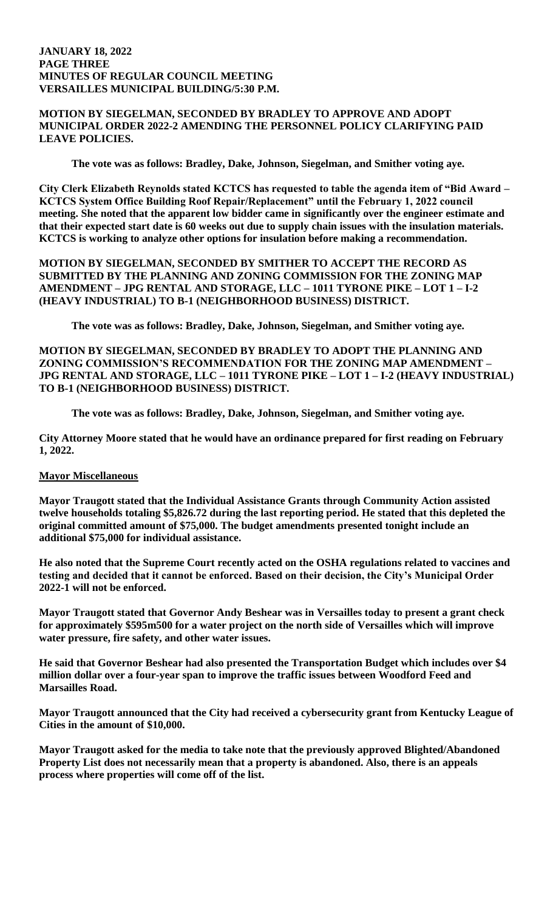**MOTION BY SIEGELMAN, SECONDED BY BRADLEY TO APPROVE AND ADOPT MUNICIPAL ORDER 2022-2 AMENDING THE PERSONNEL POLICY CLARIFYING PAID LEAVE POLICIES.**

**The vote was as follows: Bradley, Dake, Johnson, Siegelman, and Smither voting aye.**

**City Clerk Elizabeth Reynolds stated KCTCS has requested to table the agenda item of "Bid Award – KCTCS System Office Building Roof Repair/Replacement" until the February 1, 2022 council meeting. She noted that the apparent low bidder came in significantly over the engineer estimate and that their expected start date is 60 weeks out due to supply chain issues with the insulation materials. KCTCS is working to analyze other options for insulation before making a recommendation.**

**MOTION BY SIEGELMAN, SECONDED BY SMITHER TO ACCEPT THE RECORD AS SUBMITTED BY THE PLANNING AND ZONING COMMISSION FOR THE ZONING MAP AMENDMENT – JPG RENTAL AND STORAGE, LLC – 1011 TYRONE PIKE – LOT 1 – I-2 (HEAVY INDUSTRIAL) TO B-1 (NEIGHBORHOOD BUSINESS) DISTRICT.**

**The vote was as follows: Bradley, Dake, Johnson, Siegelman, and Smither voting aye.**

**MOTION BY SIEGELMAN, SECONDED BY BRADLEY TO ADOPT THE PLANNING AND ZONING COMMISSION'S RECOMMENDATION FOR THE ZONING MAP AMENDMENT – JPG RENTAL AND STORAGE, LLC – 1011 TYRONE PIKE – LOT 1 – I-2 (HEAVY INDUSTRIAL) TO B-1 (NEIGHBORHOOD BUSINESS) DISTRICT.**

**The vote was as follows: Bradley, Dake, Johnson, Siegelman, and Smither voting aye.**

**City Attorney Moore stated that he would have an ordinance prepared for first reading on February 1, 2022.**

**Mayor Miscellaneous**

**Mayor Traugott stated that the Individual Assistance Grants through Community Action assisted twelve households totaling $5,826.72 during the last reporting period. He stated that this depleted the original committed amount of $75,000. The budget amendments presented tonight include an additional $75,000 for individual assistance.**

**He also noted that the Supreme Court recently acted on the OSHA regulations related to vaccines and testing and decided that it cannot be enforced. Based on their decision, the City's Municipal Order 2022-1 will not be enforced.**

**Mayor Traugott stated that Governor Andy Beshear was in Versailles today to present a grant check for approximately $595m500 for a water project on the north side of Versailles which will improve water pressure, fire safety, and other water issues.**

**He said that Governor Beshear had also presented the Transportation Budget which includes over $4 million dollar over a four-year span to improve the traffic issues between Woodford Feed and Marsailles Road.**

**Mayor Traugott announced that the City had received a cybersecurity grant from Kentucky League of Cities in the amount of $10,000.**

**Mayor Traugott asked for the media to take note that the previously approved Blighted/Abandoned Property List does not necessarily mean that a property is abandoned. Also, there is an appeals process where properties will come off of the list.**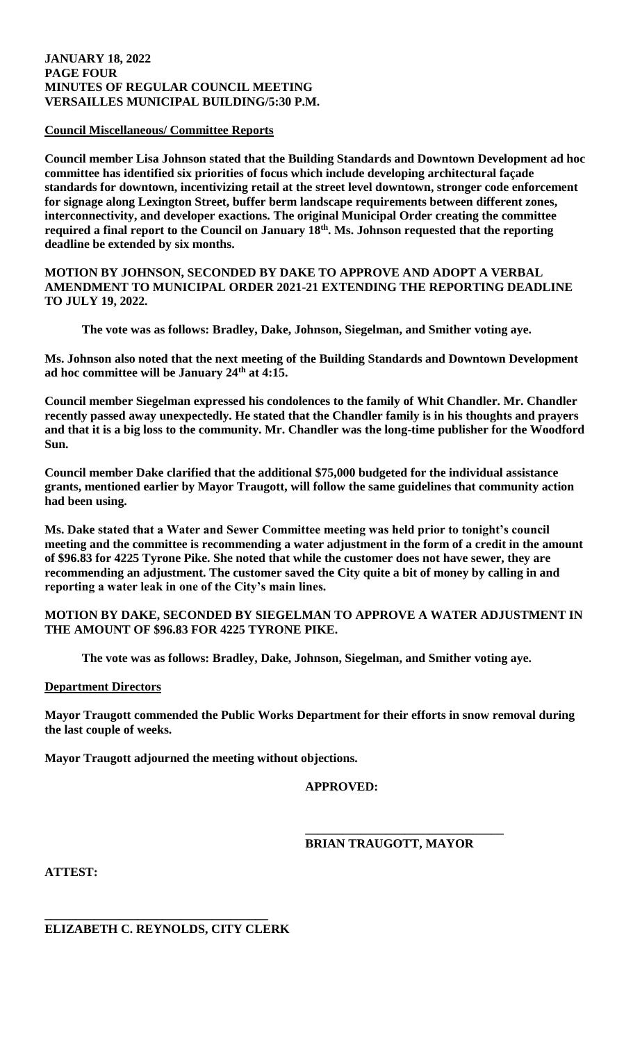**Council Miscellaneous/ Committee Reports**

**Council member Lisa Johnson stated that the Building Standards and Downtown Development ad hoc committee has identified six priorities of focus which include developing architectural façade standards for downtown, incentivizing retail at the street level downtown, stronger code enforcement for signage along Lexington Street, buffer berm landscape requirements between different zones, interconnectivity, and developer exactions. The original Municipal Order creating the committee required a final report to the Council on January 18th. Ms. Johnson requested that the reporting deadline be extended by six months.**

**MOTION BY JOHNSON, SECONDED BY DAKE TO APPROVE AND ADOPT A VERBAL AMENDMENT TO MUNICIPAL ORDER 2021-21 EXTENDING THE REPORTING DEADLINE TO JULY 19, 2022.**

**The vote was as follows: Bradley, Dake, Johnson, Siegelman, and Smither voting aye.**

**Ms. Johnson also noted that the next meeting of the Building Standards and Downtown Development ad hoc committee will be January 24th at 4:15.**

**Council member Siegelman expressed his condolences to the family of Whit Chandler. Mr. Chandler recently passed away unexpectedly. He stated that the Chandler family is in his thoughts and prayers and that it is a big loss to the community. Mr. Chandler was the long-time publisher for the Woodford Sun.**

**Council member Dake clarified that the additional $75,000 budgeted for the individual assistance grants, mentioned earlier by Mayor Traugott, will follow the same guidelines that community action had been using.**

**Ms. Dake stated that a Water and Sewer Committee meeting was held prior to tonight's council meeting and the committee is recommending a water adjustment in the form of a credit in the amount of $96.83 for 4225 Tyrone Pike. She noted that while the customer does not have sewer, they are recommending an adjustment. The customer saved the City quite a bit of money by calling in and reporting a water leak in one of the City's main lines.**

**MOTION BY DAKE, SECONDED BY SIEGELMAN TO APPROVE A WATER ADJUSTMENT IN THE AMOUNT OF $96.83 FOR 4225 TYRONE PIKE.**

**The vote was as follows: Bradley, Dake, Johnson, Siegelman, and Smither voting aye.**

**Department Directors**

**Mayor Traugott commended the Public Works Department for their efforts in snow removal during the last couple of weeks.**

**Mayor Traugott adjourned the meeting without objections.**

**APPROVED:**

**\_\_\_\_\_\_\_\_\_\_\_\_\_\_\_\_\_\_\_\_\_\_\_\_\_\_\_\_\_\_\_\_**
**BRIAN TRAUGOTT, MAYOR**

**ATTEST:**

**\_\_\_\_\_\_\_\_\_\_\_\_\_\_\_\_\_\_\_\_\_\_\_\_\_\_\_\_\_\_\_\_\_\_\_\_**
**ELIZABETH C. REYNOLDS, CITY CLERK**